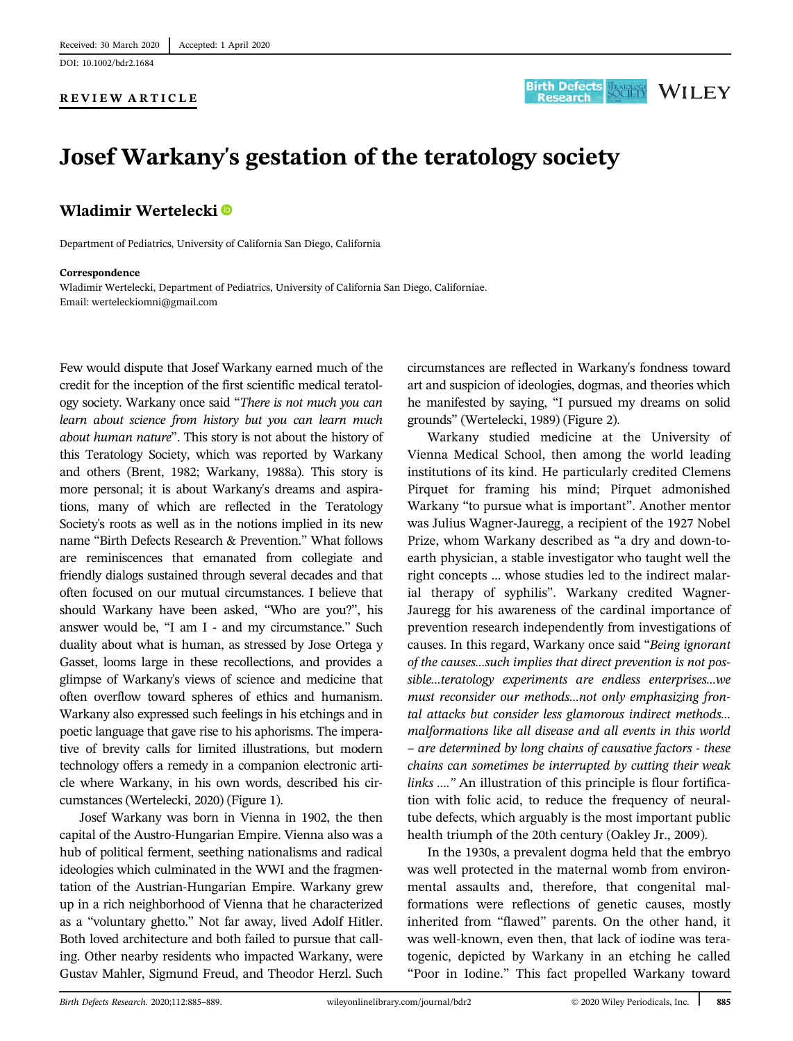Received: 30 March 2020 | Accepted: 1 April 2020

DOI: 10.1002/bdr2.1684

**REVIEW ARTICLE**

# Josef Warkany's gestation of the teratology society

**Wladimir Wertelecki**

Department of Pediatrics, University of California San Diego, California

**Correspondence**
Wladimir Wertelecki, Department of Pediatrics, University of California San Diego, Californiae.
Email: werteleckiomni@gmail.com

Few would dispute that Josef Warkany earned much of the credit for the inception of the first scientific medical teratology society. Warkany once said "*There is not much you can learn about science from history but you can learn much about human nature*". This story is not about the history of this Teratology Society, which was reported by Warkany and others (Brent, 1982; Warkany, 1988a). This story is more personal; it is about Warkany's dreams and aspirations, many of which are reflected in the Teratology Society's roots as well as in the notions implied in its new name "Birth Defects Research & Prevention." What follows are reminiscences that emanated from collegiate and friendly dialogs sustained through several decades and that often focused on our mutual circumstances. I believe that should Warkany have been asked, "Who are you?", his answer would be, "I am I - and my circumstance." Such duality about what is human, as stressed by Jose Ortega y Gasset, looms large in these recollections, and provides a glimpse of Warkany's views of science and medicine that often overflow toward spheres of ethics and humanism. Warkany also expressed such feelings in his etchings and in poetic language that gave rise to his aphorisms. The imperative of brevity calls for limited illustrations, but modern technology offers a remedy in a companion electronic article where Warkany, in his own words, described his circumstances (Wertelecki, 2020) (Figure 1).

Josef Warkany was born in Vienna in 1902, the then capital of the Austro-Hungarian Empire. Vienna also was a hub of political ferment, seething nationalisms and radical ideologies which culminated in the WWI and the fragmentation of the Austrian-Hungarian Empire. Warkany grew up in a rich neighborhood of Vienna that he characterized as a "voluntary ghetto." Not far away, lived Adolf Hitler. Both loved architecture and both failed to pursue that calling. Other nearby residents who impacted Warkany, were Gustav Mahler, Sigmund Freud, and Theodor Herzl. Such circumstances are reflected in Warkany's fondness toward art and suspicion of ideologies, dogmas, and theories which he manifested by saying, "I pursued my dreams on solid grounds" (Wertelecki, 1989) (Figure 2).

Warkany studied medicine at the University of Vienna Medical School, then among the world leading institutions of its kind. He particularly credited Clemens Pirquet for framing his mind; Pirquet admonished Warkany "to pursue what is important". Another mentor was Julius Wagner-Jauregg, a recipient of the 1927 Nobel Prize, whom Warkany described as "a dry and down-to-earth physician, a stable investigator who taught well the right concepts … whose studies led to the indirect malarial therapy of syphilis". Warkany credited Wagner-Jauregg for his awareness of the cardinal importance of prevention research independently from investigations of causes. In this regard, Warkany once said "*Being ignorant of the causes…such implies that direct prevention is not possible…teratology experiments are endless enterprises…we must reconsider our methods…not only emphasizing frontal attacks but consider less glamorous indirect methods… malformations like all disease and all events in this world – are determined by long chains of causative factors - these chains can sometimes be interrupted by cutting their weak links ….*" An illustration of this principle is flour fortification with folic acid, to reduce the frequency of neural-tube defects, which arguably is the most important public health triumph of the 20th century (Oakley Jr., 2009).

In the 1930s, a prevalent dogma held that the embryo was well protected in the maternal womb from environmental assaults and, therefore, that congenital malformations were reflections of genetic causes, mostly inherited from "flawed" parents. On the other hand, it was well-known, even then, that lack of iodine was teratogenic, depicted by Warkany in an etching he called "Poor in Iodine." This fact propelled Warkany toward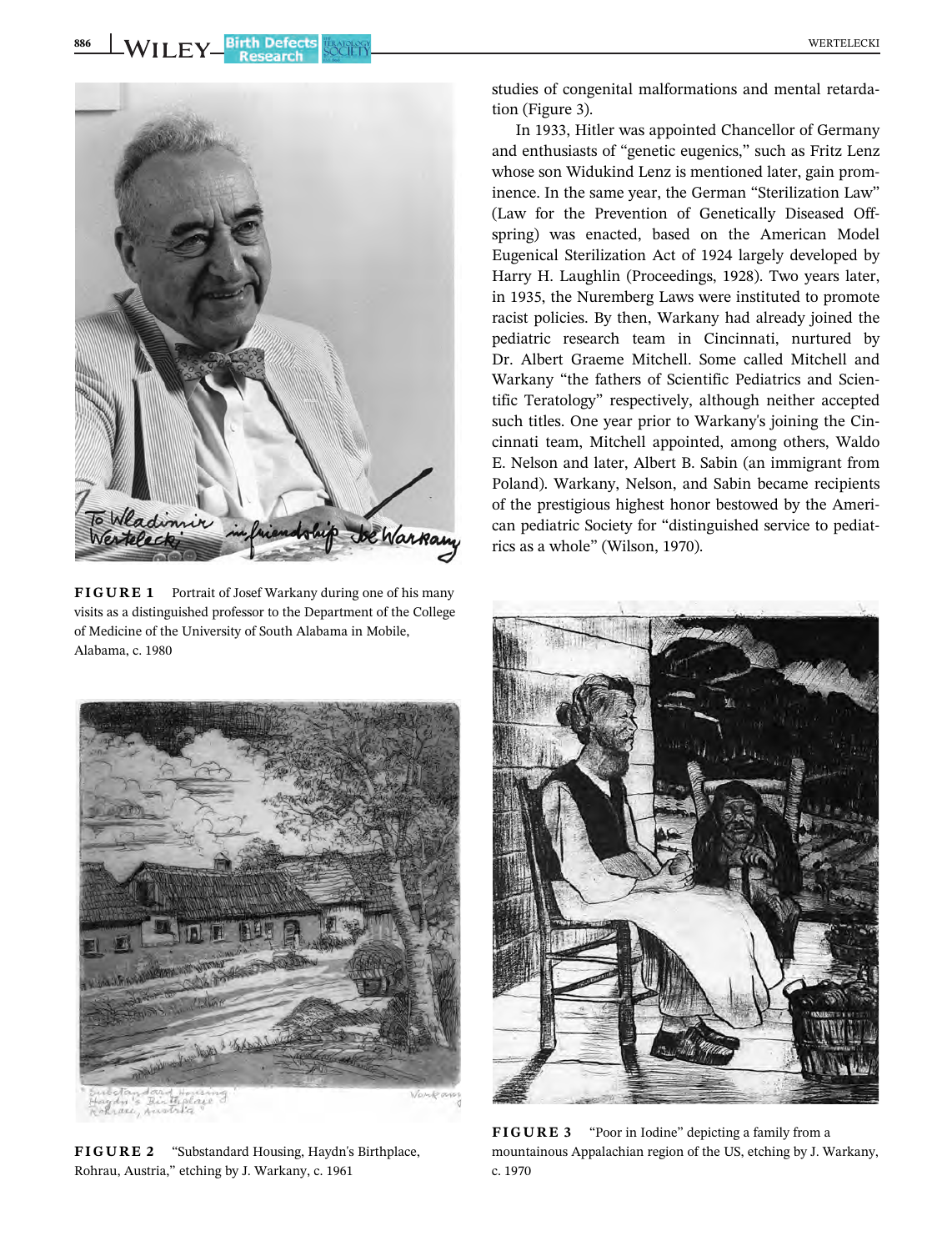studies of congenital malformations and mental retardation (Figure 3).

In 1933, Hitler was appointed Chancellor of Germany and enthusiasts of "genetic eugenics," such as Fritz Lenz whose son Widukind Lenz is mentioned later, gain prominence. In the same year, the German "Sterilization Law" (Law for the Prevention of Genetically Diseased Offspring) was enacted, based on the American Model Eugenical Sterilization Act of 1924 largely developed by Harry H. Laughlin (Proceedings, 1928). Two years later, in 1935, the Nuremberg Laws were instituted to promote racist policies. By then, Warkany had already joined the pediatric research team in Cincinnati, nurtured by Dr. Albert Graeme Mitchell. Some called Mitchell and Warkany "the fathers of Scientific Pediatrics and Scientific Teratology" respectively, although neither accepted such titles. One year prior to Warkany's joining the Cincinnati team, Mitchell appointed, among others, Waldo E. Nelson and later, Albert B. Sabin (an immigrant from Poland). Warkany, Nelson, and Sabin became recipients of the prestigious highest honor bestowed by the American pediatric Society for "distinguished service to pediatrics as a whole" (Wilson, 1970).

**FIGURE 1** Portrait of Josef Warkany during one of his many visits as a distinguished professor to the Department of the College of Medicine of the University of South Alabama in Mobile, Alabama, c. 1980

**FIGURE 2** "Substandard Housing, Haydn's Birthplace, Rohrau, Austria," etching by J. Warkany, c. 1961

**FIGURE 3** "Poor in Iodine" depicting a family from a mountainous Appalachian region of the US, etching by J. Warkany, c. 1970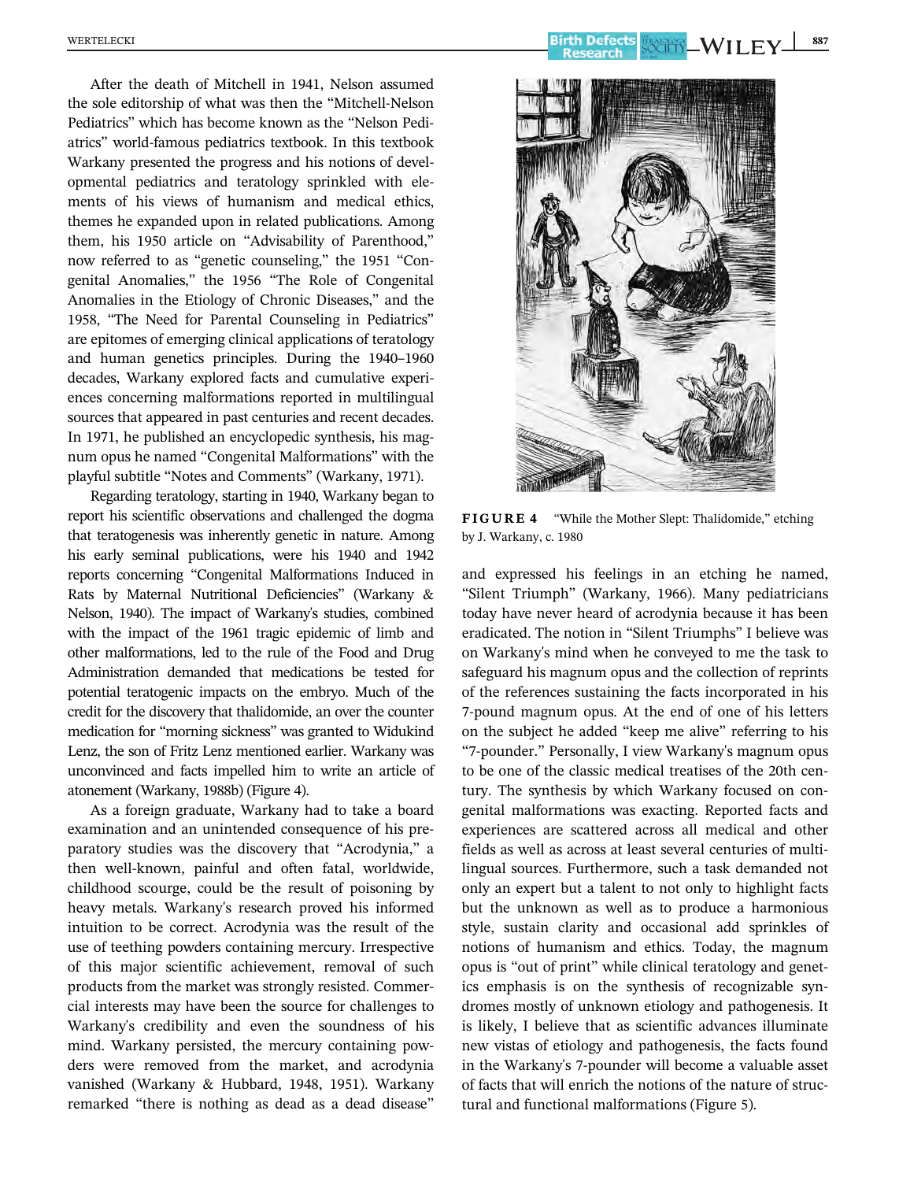After the death of Mitchell in 1941, Nelson assumed the sole editorship of what was then the "Mitchell-Nelson Pediatrics" which has become known as the "Nelson Pediatrics" world-famous pediatrics textbook. In this textbook Warkany presented the progress and his notions of developmental pediatrics and teratology sprinkled with elements of his views of humanism and medical ethics, themes he expanded upon in related publications. Among them, his 1950 article on "Advisability of Parenthood," now referred to as "genetic counseling," the 1951 "Congenital Anomalies," the 1956 "The Role of Congenital Anomalies in the Etiology of Chronic Diseases," and the 1958, "The Need for Parental Counseling in Pediatrics" are epitomes of emerging clinical applications of teratology and human genetics principles. During the 1940–1960 decades, Warkany explored facts and cumulative experiences concerning malformations reported in multilingual sources that appeared in past centuries and recent decades. In 1971, he published an encyclopedic synthesis, his magnum opus he named "Congenital Malformations" with the playful subtitle "Notes and Comments" (Warkany, 1971).

Regarding teratology, starting in 1940, Warkany began to report his scientific observations and challenged the dogma that teratogenesis was inherently genetic in nature. Among his early seminal publications, were his 1940 and 1942 reports concerning "Congenital Malformations Induced in Rats by Maternal Nutritional Deficiencies" (Warkany & Nelson, 1940). The impact of Warkany's studies, combined with the impact of the 1961 tragic epidemic of limb and other malformations, led to the rule of the Food and Drug Administration demanded that medications be tested for potential teratogenic impacts on the embryo. Much of the credit for the discovery that thalidomide, an over the counter medication for "morning sickness" was granted to Widukind Lenz, the son of Fritz Lenz mentioned earlier. Warkany was unconvinced and facts impelled him to write an article of atonement (Warkany, 1988b) (Figure 4).

FIGURE 4 "While the Mother Slept: Thalidomide," etching by J. Warkany, c. 1980

As a foreign graduate, Warkany had to take a board examination and an unintended consequence of his preparatory studies was the discovery that "Acrodynia," a then well-known, painful and often fatal, worldwide, childhood scourge, could be the result of poisoning by heavy metals. Warkany's research proved his informed intuition to be correct. Acrodynia was the result of the use of teething powders containing mercury. Irrespective of this major scientific achievement, removal of such products from the market was strongly resisted. Commercial interests may have been the source for challenges to Warkany's credibility and even the soundness of his mind. Warkany persisted, the mercury containing powders were removed from the market, and acrodynia vanished (Warkany & Hubbard, 1948, 1951). Warkany remarked "there is nothing as dead as a dead disease" and expressed his feelings in an etching he named, "Silent Triumph" (Warkany, 1966). Many pediatricians today have never heard of acrodynia because it has been eradicated. The notion in "Silent Triumphs" I believe was on Warkany's mind when he conveyed to me the task to safeguard his magnum opus and the collection of reprints of the references sustaining the facts incorporated in his 7-pound magnum opus. At the end of one of his letters on the subject he added "keep me alive" referring to his "7-pounder." Personally, I view Warkany's magnum opus to be one of the classic medical treatises of the 20th century. The synthesis by which Warkany focused on congenital malformations was exacting. Reported facts and experiences are scattered across all medical and other fields as well as across at least several centuries of multilingual sources. Furthermore, such a task demanded not only an expert but a talent to not only to highlight facts but the unknown as well as to produce a harmonious style, sustain clarity and occasional add sprinkles of notions of humanism and ethics. Today, the magnum opus is "out of print" while clinical teratology and genetics emphasis is on the synthesis of recognizable syndromes mostly of unknown etiology and pathogenesis. It is likely, I believe that as scientific advances illuminate new vistas of etiology and pathogenesis, the facts found in the Warkany's 7-pounder will become a valuable asset of facts that will enrich the notions of the nature of structural and functional malformations (Figure 5).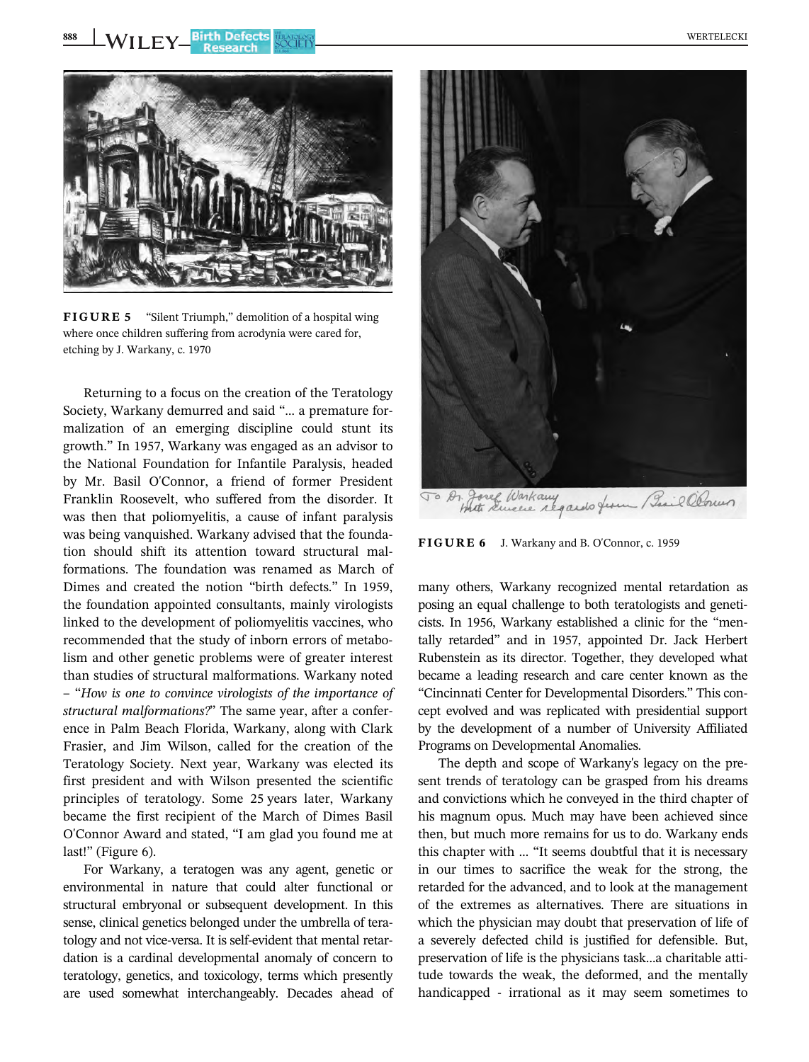FIGURE 5 "Silent Triumph," demolition of a hospital wing where once children suffering from acrodynia were cared for, etching by J. Warkany, c. 1970

Returning to a focus on the creation of the Teratology Society, Warkany demurred and said "... a premature formalization of an emerging discipline could stunt its growth." In 1957, Warkany was engaged as an advisor to the National Foundation for Infantile Paralysis, headed by Mr. Basil O'Connor, a friend of former President Franklin Roosevelt, who suffered from the disorder. It was then that poliomyelitis, a cause of infant paralysis was being vanquished. Warkany advised that the foundation should shift its attention toward structural malformations. The foundation was renamed as March of Dimes and created the notion "birth defects." In 1959, the foundation appointed consultants, mainly virologists linked to the development of poliomyelitis vaccines, who recommended that the study of inborn errors of metabolism and other genetic problems were of greater interest than studies of structural malformations. Warkany noted – "*How is one to convince virologists of the importance of structural malformations?*" The same year, after a conference in Palm Beach Florida, Warkany, along with Clark Frasier, and Jim Wilson, called for the creation of the Teratology Society. Next year, Warkany was elected its first president and with Wilson presented the scientific principles of teratology. Some 25 years later, Warkany became the first recipient of the March of Dimes Basil O'Connor Award and stated, "I am glad you found me at last!" (Figure 6).

For Warkany, a teratogen was any agent, genetic or environmental in nature that could alter functional or structural embryonal or subsequent development. In this sense, clinical genetics belonged under the umbrella of teratology and not vice-versa. It is self-evident that mental retardation is a cardinal developmental anomaly of concern to teratology, genetics, and toxicology, terms which presently are used somewhat interchangeably. Decades ahead of many others, Warkany recognized mental retardation as posing an equal challenge to both teratologists and geneticists. In 1956, Warkany established a clinic for the "mentally retarded" and in 1957, appointed Dr. Jack Herbert Rubenstein as its director. Together, they developed what became a leading research and care center known as the "Cincinnati Center for Developmental Disorders." This concept evolved and was replicated with presidential support by the development of a number of University Affiliated Programs on Developmental Anomalies.

To Dr. Josef Warkany with sincere regards from Basil O'Connor

FIGURE 6 J. Warkany and B. O'Connor, c. 1959

The depth and scope of Warkany's legacy on the present trends of teratology can be grasped from his dreams and convictions which he conveyed in the third chapter of his magnum opus. Much may have been achieved since then, but much more remains for us to do. Warkany ends this chapter with ... "It seems doubtful that it is necessary in our times to sacrifice the weak for the strong, the retarded for the advanced, and to look at the management of the extremes as alternatives. There are situations in which the physician may doubt that preservation of life of a severely defected child is justified for defensible. But, preservation of life is the physicians task...a charitable attitude towards the weak, the deformed, and the mentally handicapped - irrational as it may seem sometimes to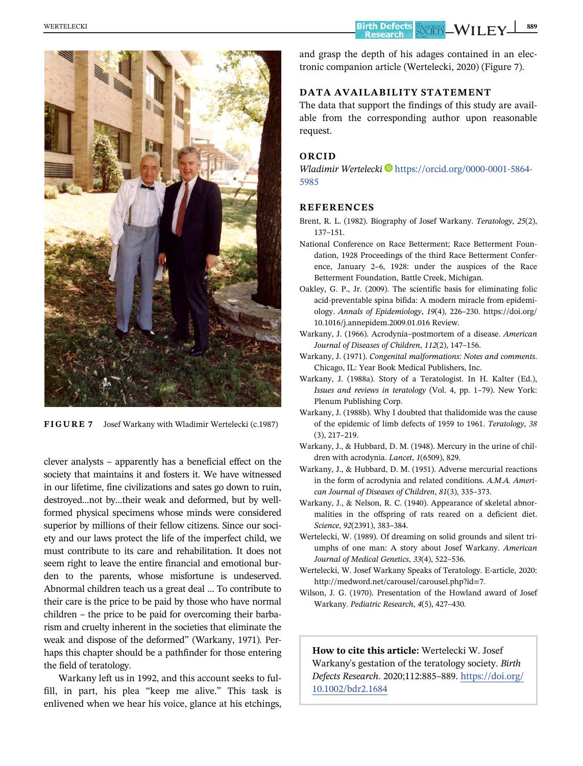FIGURE 7 Josef Warkany with Wladimir Wertelecki (c.1987)

clever analysts – apparently has a beneficial effect on the society that maintains it and fosters it. We have witnessed in our lifetime, fine civilizations and sates go down to ruin, destroyed…not by…their weak and deformed, but by well-formed physical specimens whose minds were considered superior by millions of their fellow citizens. Since our society and our laws protect the life of the imperfect child, we must contribute to its care and rehabilitation. It does not seem right to leave the entire financial and emotional burden to the parents, whose misfortune is undeserved. Abnormal children teach us a great deal … To contribute to their care is the price to be paid by those who have normal children – the price to be paid for overcoming their barbarism and cruelty inherent in the societies that eliminate the weak and dispose of the deformed" (Warkany, 1971). Perhaps this chapter should be a pathfinder for those entering the field of teratology.

Warkany left us in 1992, and this account seeks to fulfill, in part, his plea "keep me alive." This task is enlivened when we hear his voice, glance at his etchings, and grasp the depth of his adages contained in an electronic companion article (Wertelecki, 2020) (Figure 7).

## DATA AVAILABILITY STATEMENT

The data that support the findings of this study are available from the corresponding author upon reasonable request.

## ORCID

*Wladimir Wertelecki* https://orcid.org/0000-0001-5864-5985

## REFERENCES

Brent, R. L. (1982). Biography of Josef Warkany. *Teratology*, *25*(2), 137–151.

National Conference on Race Betterment; Race Betterment Foundation, 1928 Proceedings of the third Race Betterment Conference, January 2–6, 1928: under the auspices of the Race Betterment Foundation, Battle Creek, Michigan.

Oakley, G. P., Jr. (2009). The scientific basis for eliminating folic acid-preventable spina bifida: A modern miracle from epidemiology. *Annals of Epidemiology*, *19*(4), 226–230. https://doi.org/10.1016/j.annepidem.2009.01.016 Review.

Warkany, J. (1966). Acrodynia–postmortem of a disease. *American Journal of Diseases of Children*, *112*(2), 147–156.

Warkany, J. (1971). *Congenital malformations: Notes and comments*. Chicago, IL: Year Book Medical Publishers, Inc.

Warkany, J. (1988a). Story of a Teratologist. In H. Kalter (Ed.), *Issues and reviews in teratology* (Vol. 4, pp. 1–79). New York: Plenum Publishing Corp.

Warkany, J. (1988b). Why I doubted that thalidomide was the cause of the epidemic of limb defects of 1959 to 1961. *Teratology*, *38*(3), 217–219.

Warkany, J., & Hubbard, D. M. (1948). Mercury in the urine of children with acrodynia. *Lancet*, *1*(6509), 829.

Warkany, J., & Hubbard, D. M. (1951). Adverse mercurial reactions in the form of acrodynia and related conditions. *A.M.A. American Journal of Diseases of Children*, *81*(3), 335–373.

Warkany, J., & Nelson, R. C. (1940). Appearance of skeletal abnormalities in the offspring of rats reared on a deficient diet. *Science*, *92*(2391), 383–384.

Wertelecki, W. (1989). Of dreaming on solid grounds and silent triumphs of one man: A story about Josef Warkany. *American Journal of Medical Genetics*, *33*(4), 522–536.

Wertelecki, W. Josef Warkany Speaks of Teratology. E-article, 2020: http://medword.net/carousel/carousel.php?id=7.

Wilson, J. G. (1970). Presentation of the Howland award of Josef Warkany. *Pediatric Research*, *4*(5), 427–430.

**How to cite this article:** Wertelecki W. Josef Warkany's gestation of the teratology society. *Birth Defects Research*. 2020;112:885–889. https://doi.org/10.1002/bdr2.1684